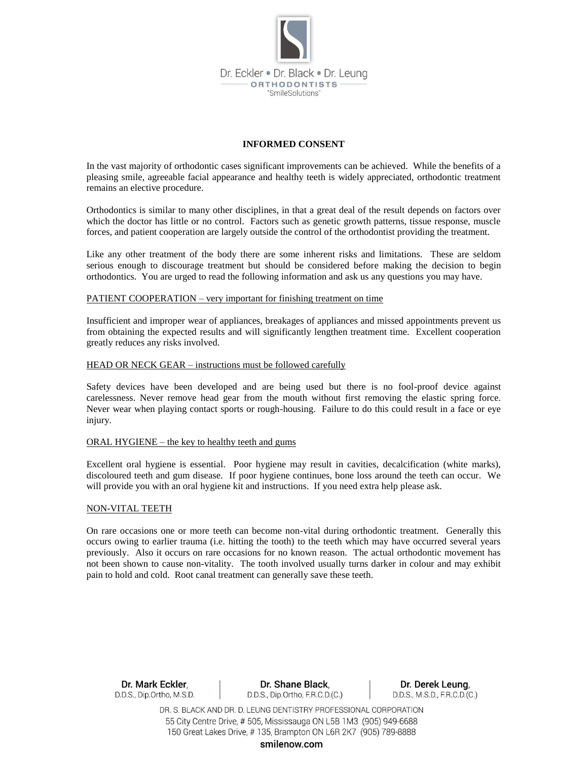Dr. Eckler • Dr. Black • Dr. Leung
ORTHODONTISTS
"SmileSolutions"

# INFORMED CONSENT

In the vast majority of orthodontic cases significant improvements can be achieved. While the benefits of a pleasing smile, agreeable facial appearance and healthy teeth is widely appreciated, orthodontic treatment remains an elective procedure.

Orthodontics is similar to many other disciplines, in that a great deal of the result depends on factors over which the doctor has little or no control. Factors such as genetic growth patterns, tissue response, muscle forces, and patient cooperation are largely outside the control of the orthodontist providing the treatment.

Like any other treatment of the body there are some inherent risks and limitations. These are seldom serious enough to discourage treatment but should be considered before making the decision to begin orthodontics. You are urged to read the following information and ask us any questions you may have.

## PATIENT COOPERATION – very important for finishing treatment on time

Insufficient and improper wear of appliances, breakages of appliances and missed appointments prevent us from obtaining the expected results and will significantly lengthen treatment time. Excellent cooperation greatly reduces any risks involved.

## HEAD OR NECK GEAR – instructions must be followed carefully

Safety devices have been developed and are being used but there is no fool-proof device against carelessness. Never remove head gear from the mouth without first removing the elastic spring force. Never wear when playing contact sports or rough-housing. Failure to do this could result in a face or eye injury.

## ORAL HYGIENE – the key to healthy teeth and gums

Excellent oral hygiene is essential. Poor hygiene may result in cavities, decalcification (white marks), discoloured teeth and gum disease. If poor hygiene continues, bone loss around the teeth can occur. We will provide you with an oral hygiene kit and instructions. If you need extra help please ask.

## NON-VITAL TEETH

On rare occasions one or more teeth can become non-vital during orthodontic treatment. Generally this occurs owing to earlier trauma (i.e. hitting the tooth) to the teeth which may have occurred several years previously. Also it occurs on rare occasions for no known reason. The actual orthodontic movement has not been shown to cause non-vitality. The tooth involved usually turns darker in colour and may exhibit pain to hold and cold. Root canal treatment can generally save these teeth.

**Dr. Mark Eckler**, D.D.S., Dip.Ortho, M.S.D. | **Dr. Shane Black**, D.D.S., Dip.Ortho, F.R.C.D.(C.) | **Dr. Derek Leung**, D.D.S., M.S.D., F.R.C.D.(C.)

DR. S. BLACK AND DR. D. LEUNG DENTISTRY PROFESSIONAL CORPORATION
55 City Centre Drive, # 505, Mississauga ON L5B 1M3 (905) 949-6688
150 Great Lakes Drive, # 135, Brampton ON L6R 2K7 (905) 789-8888

**smilenow.com**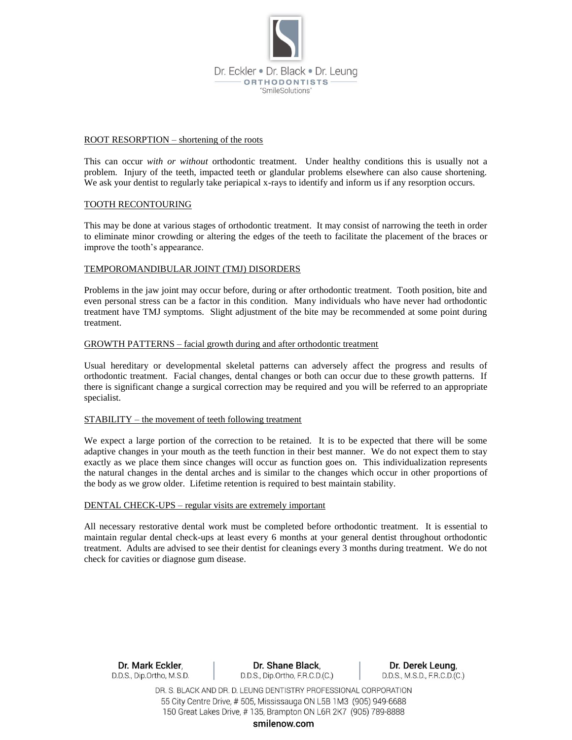## ROOT RESORPTION – shortening of the roots

This can occur *with or without* orthodontic treatment. Under healthy conditions this is usually not a problem. Injury of the teeth, impacted teeth or glandular problems elsewhere can also cause shortening. We ask your dentist to regularly take periapical x-rays to identify and inform us if any resorption occurs.

## TOOTH RECONTOURING

This may be done at various stages of orthodontic treatment. It may consist of narrowing the teeth in order to eliminate minor crowding or altering the edges of the teeth to facilitate the placement of the braces or improve the tooth's appearance.

## TEMPOROMANDIBULAR JOINT (TMJ) DISORDERS

Problems in the jaw joint may occur before, during or after orthodontic treatment. Tooth position, bite and even personal stress can be a factor in this condition. Many individuals who have never had orthodontic treatment have TMJ symptoms. Slight adjustment of the bite may be recommended at some point during treatment.

## GROWTH PATTERNS – facial growth during and after orthodontic treatment

Usual hereditary or developmental skeletal patterns can adversely affect the progress and results of orthodontic treatment. Facial changes, dental changes or both can occur due to these growth patterns. If there is significant change a surgical correction may be required and you will be referred to an appropriate specialist.

## STABILITY – the movement of teeth following treatment

We expect a large portion of the correction to be retained. It is to be expected that there will be some adaptive changes in your mouth as the teeth function in their best manner. We do not expect them to stay exactly as we place them since changes will occur as function goes on. This individualization represents the natural changes in the dental arches and is similar to the changes which occur in other proportions of the body as we grow older. Lifetime retention is required to best maintain stability.

## DENTAL CHECK-UPS – regular visits are extremely important

All necessary restorative dental work must be completed before orthodontic treatment. It is essential to maintain regular dental check-ups at least every 6 months at your general dentist throughout orthodontic treatment. Adults are advised to see their dentist for cleanings every 3 months during treatment. We do not check for cavities or diagnose gum disease.